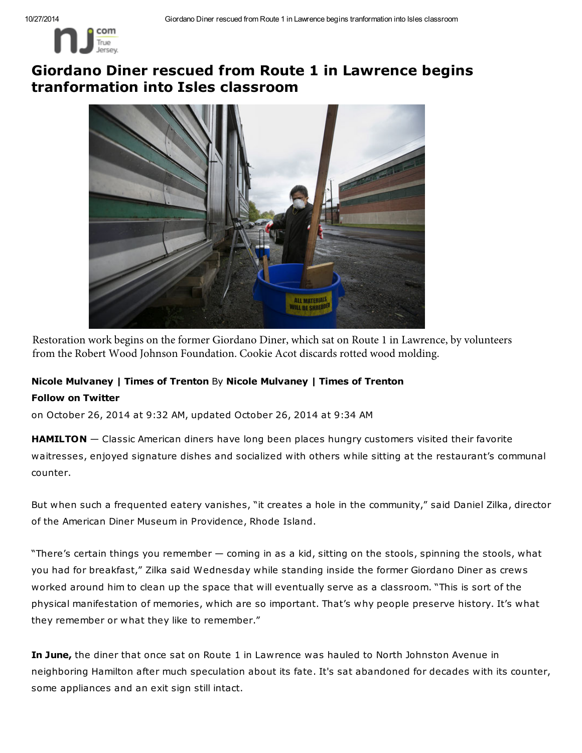# Giordano Diner rescued from Route 1 in Lawrence begins tranformation into Isles classroom

Restoration work begins on the former Giordano Diner, which sat on Route 1 in Lawrence, by volunteers from the Robert Wood Johnson Foundation. Cookie Acot discards rotted wood molding.

**Nicole Mulvaney | Times of Trenton** By **Nicole Mulvaney | Times of Trenton**

**Follow on Twitter**

on October 26, 2014 at 9:32 AM, updated October 26, 2014 at 9:34 AM

**HAMILTON** — Classic American diners have long been places hungry customers visited their favorite waitresses, enjoyed signature dishes and socialized with others while sitting at the restaurant's communal counter.

But when such a frequented eatery vanishes, "it creates a hole in the community," said Daniel Zilka, director of the American Diner Museum in Providence, Rhode Island.

"There's certain things you remember — coming in as a kid, sitting on the stools, spinning the stools, what you had for breakfast," Zilka said Wednesday while standing inside the former Giordano Diner as crews worked around him to clean up the space that will eventually serve as a classroom. "This is sort of the physical manifestation of memories, which are so important. That's why people preserve history. It's what they remember or what they like to remember."

**In June,** the diner that once sat on Route 1 in Lawrence was hauled to North Johnston Avenue in neighboring Hamilton after much speculation about its fate. It's sat abandoned for decades with its counter, some appliances and an exit sign still intact.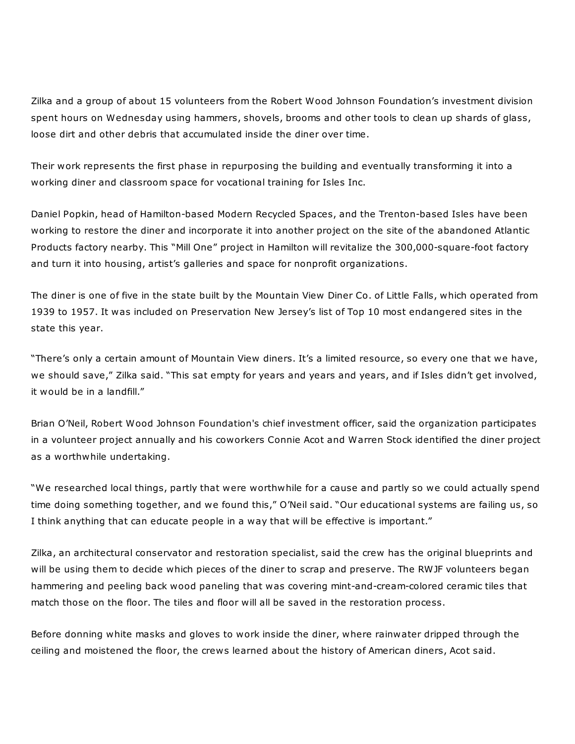Zilka and a group of about 15 volunteers from the Robert Wood Johnson Foundation's investment division spent hours on Wednesday using hammers, shovels, brooms and other tools to clean up shards of glass, loose dirt and other debris that accumulated inside the diner over time.

Their work represents the first phase in repurposing the building and eventually transforming it into a working diner and classroom space for vocational training for Isles Inc.

Daniel Popkin, head of Hamilton-based Modern Recycled Spaces, and the Trenton-based Isles have been working to restore the diner and incorporate it into another project on the site of the abandoned Atlantic Products factory nearby. This "Mill One" project in Hamilton will revitalize the 300,000-square-foot factory and turn it into housing, artist's galleries and space for nonprofit organizations.

The diner is one of five in the state built by the Mountain View Diner Co. of Little Falls, which operated from 1939 to 1957. It was included on Preservation New Jersey's list of Top 10 most endangered sites in the state this year.

"There's only a certain amount of Mountain View diners. It's a limited resource, so every one that we have, we should save," Zilka said. "This sat empty for years and years and years, and if Isles didn't get involved, it would be in a landfill."

Brian O'Neil, Robert Wood Johnson Foundation's chief investment officer, said the organization participates in a volunteer project annually and his coworkers Connie Acot and Warren Stock identified the diner project as a worthwhile undertaking.

"We researched local things, partly that were worthwhile for a cause and partly so we could actually spend time doing something together, and we found this," O'Neil said. "Our educational systems are failing us, so I think anything that can educate people in a way that will be effective is important."

Zilka, an architectural conservator and restoration specialist, said the crew has the original blueprints and will be using them to decide which pieces of the diner to scrap and preserve. The RWJF volunteers began hammering and peeling back wood paneling that was covering mint-and-cream-colored ceramic tiles that match those on the floor. The tiles and floor will all be saved in the restoration process.

Before donning white masks and gloves to work inside the diner, where rainwater dripped through the ceiling and moistened the floor, the crews learned about the history of American diners, Acot said.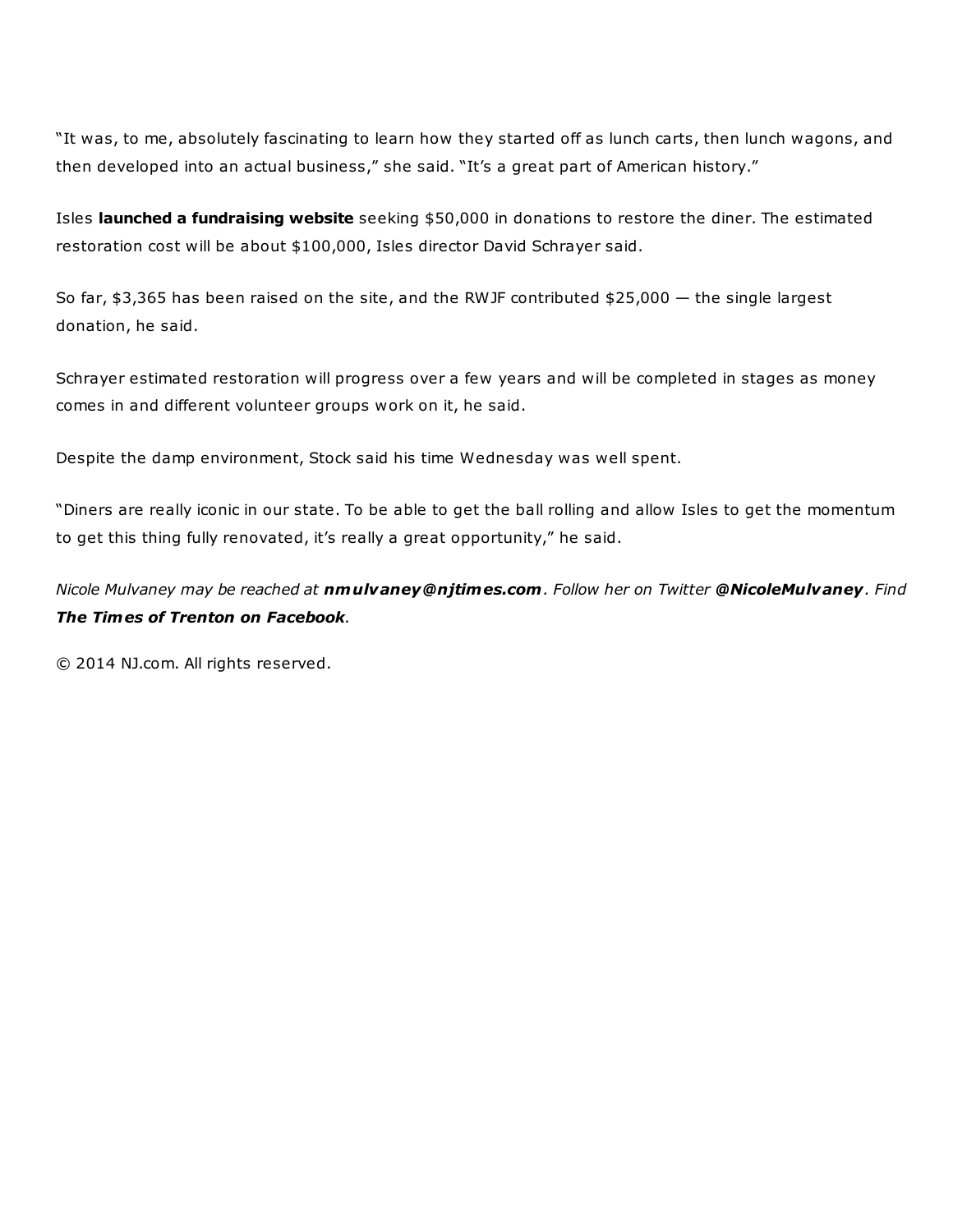"It was, to me, absolutely fascinating to learn how they started off as lunch carts, then lunch wagons, and then developed into an actual business," she said. "It's a great part of American history."

Isles **launched a fundraising website** seeking $50,000 in donations to restore the diner. The estimated restoration cost will be about $100,000, Isles director David Schrayer said.

So far, $3,365 has been raised on the site, and the RWJF contributed $25,000 — the single largest donation, he said.

Schrayer estimated restoration will progress over a few years and will be completed in stages as money comes in and different volunteer groups work on it, he said.

Despite the damp environment, Stock said his time Wednesday was well spent.

"Diners are really iconic in our state. To be able to get the ball rolling and allow Isles to get the momentum to get this thing fully renovated, it's really a great opportunity," he said.

*Nicole Mulvaney may be reached at* ***nmulvaney@njtimes.com****. Follow her on Twitter* ***@NicoleMulvaney****. Find* ***The Times of Trenton on Facebook****.*

© 2014 NJ.com. All rights reserved.